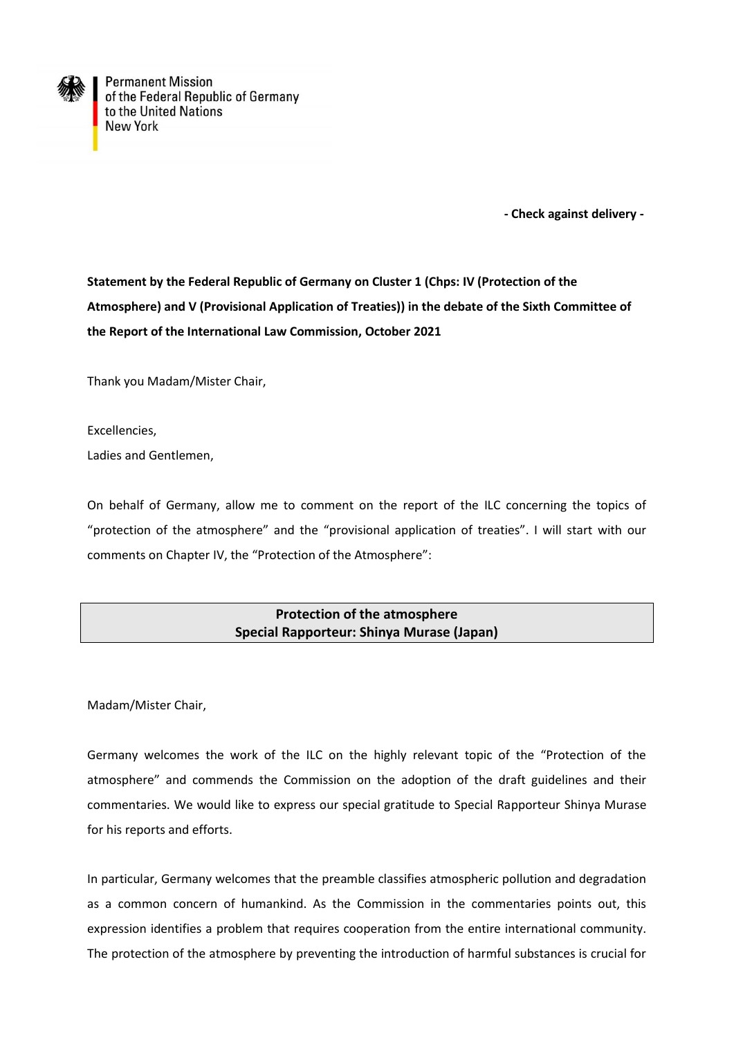Permanent Mission
of the Federal Republic of Germany
to the United Nations
New York

**- Check against delivery -**

**Statement by the Federal Republic of Germany on Cluster 1 (Chps: IV (Protection of the Atmosphere) and V (Provisional Application of Treaties)) in the debate of the Sixth Committee of the Report of the International Law Commission, October 2021**

Thank you Madam/Mister Chair,

Excellencies,
Ladies and Gentlemen,

On behalf of Germany, allow me to comment on the report of the ILC concerning the topics of "protection of the atmosphere" and the "provisional application of treaties". I will start with our comments on Chapter IV, the "Protection of the Atmosphere":

## Protection of the atmosphere
## Special Rapporteur: Shinya Murase (Japan)

Madam/Mister Chair,

Germany welcomes the work of the ILC on the highly relevant topic of the "Protection of the atmosphere" and commends the Commission on the adoption of the draft guidelines and their commentaries. We would like to express our special gratitude to Special Rapporteur Shinya Murase for his reports and efforts.

In particular, Germany welcomes that the preamble classifies atmospheric pollution and degradation as a common concern of humankind. As the Commission in the commentaries points out, this expression identifies a problem that requires cooperation from the entire international community. The protection of the atmosphere by preventing the introduction of harmful substances is crucial for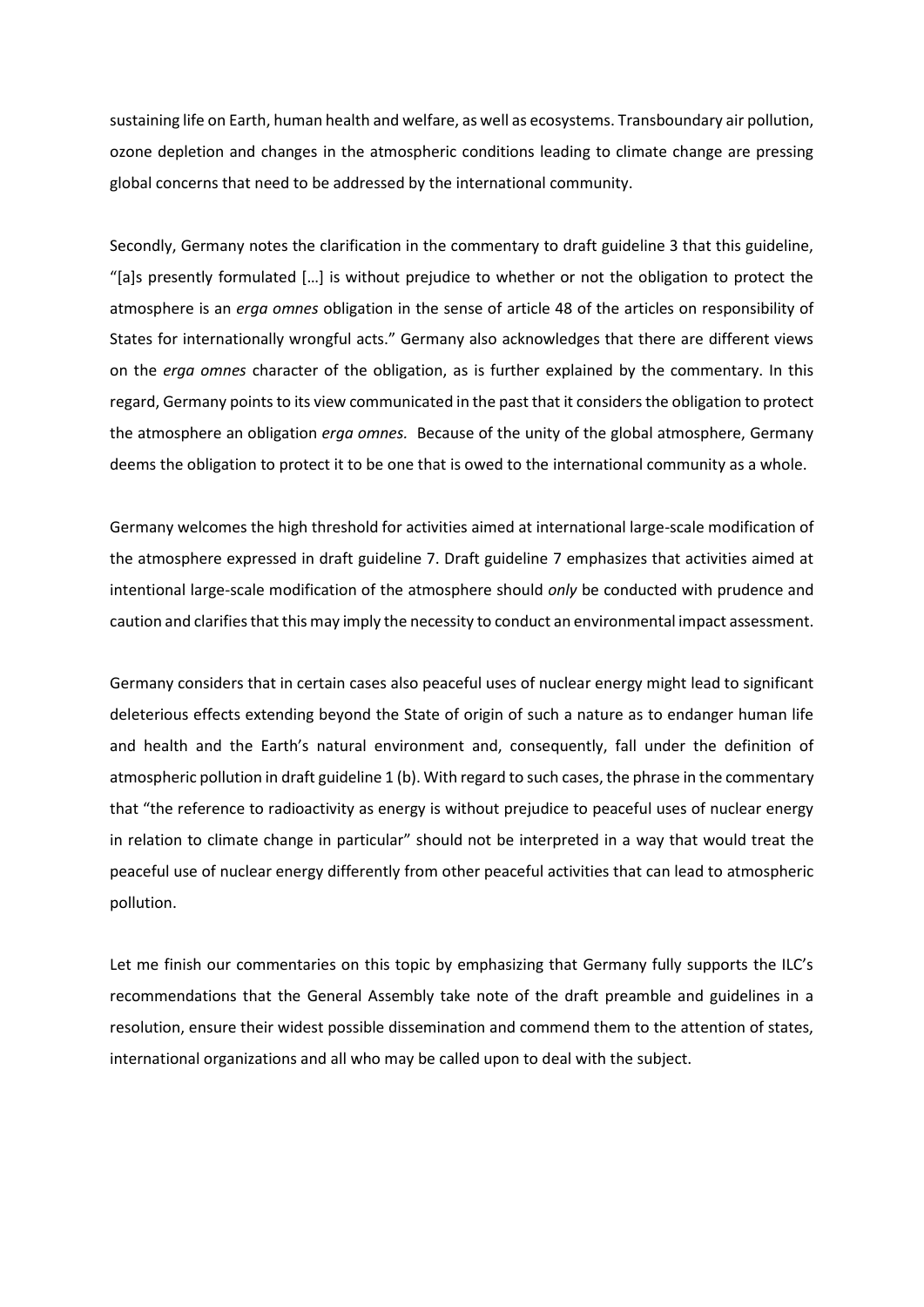sustaining life on Earth, human health and welfare, as well as ecosystems. Transboundary air pollution, ozone depletion and changes in the atmospheric conditions leading to climate change are pressing global concerns that need to be addressed by the international community.

Secondly, Germany notes the clarification in the commentary to draft guideline 3 that this guideline, "[a]s presently formulated […] is without prejudice to whether or not the obligation to protect the atmosphere is an *erga omnes* obligation in the sense of article 48 of the articles on responsibility of States for internationally wrongful acts." Germany also acknowledges that there are different views on the *erga omnes* character of the obligation, as is further explained by the commentary. In this regard, Germany points to its view communicated in the past that it considers the obligation to protect the atmosphere an obligation *erga omnes.* Because of the unity of the global atmosphere, Germany deems the obligation to protect it to be one that is owed to the international community as a whole.

Germany welcomes the high threshold for activities aimed at international large-scale modification of the atmosphere expressed in draft guideline 7. Draft guideline 7 emphasizes that activities aimed at intentional large-scale modification of the atmosphere should *only* be conducted with prudence and caution and clarifies that this may imply the necessity to conduct an environmental impact assessment.

Germany considers that in certain cases also peaceful uses of nuclear energy might lead to significant deleterious effects extending beyond the State of origin of such a nature as to endanger human life and health and the Earth's natural environment and, consequently, fall under the definition of atmospheric pollution in draft guideline 1 (b). With regard to such cases, the phrase in the commentary that "the reference to radioactivity as energy is without prejudice to peaceful uses of nuclear energy in relation to climate change in particular" should not be interpreted in a way that would treat the peaceful use of nuclear energy differently from other peaceful activities that can lead to atmospheric pollution.

Let me finish our commentaries on this topic by emphasizing that Germany fully supports the ILC's recommendations that the General Assembly take note of the draft preamble and guidelines in a resolution, ensure their widest possible dissemination and commend them to the attention of states, international organizations and all who may be called upon to deal with the subject.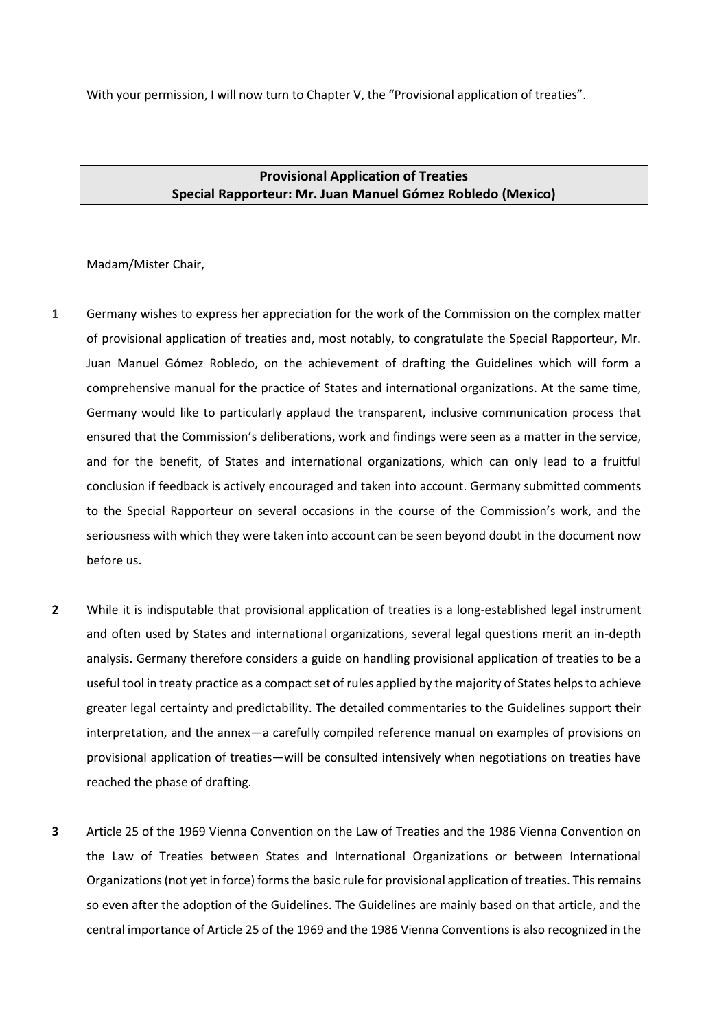With your permission, I will now turn to Chapter V, the "Provisional application of treaties".

**Provisional Application of Treaties**
**Special Rapporteur: Mr. Juan Manuel Gómez Robledo (Mexico)**

Madam/Mister Chair,

**1** Germany wishes to express her appreciation for the work of the Commission on the complex matter of provisional application of treaties and, most notably, to congratulate the Special Rapporteur, Mr. Juan Manuel Gómez Robledo, on the achievement of drafting the Guidelines which will form a comprehensive manual for the practice of States and international organizations. At the same time, Germany would like to particularly applaud the transparent, inclusive communication process that ensured that the Commission's deliberations, work and findings were seen as a matter in the service, and for the benefit, of States and international organizations, which can only lead to a fruitful conclusion if feedback is actively encouraged and taken into account. Germany submitted comments to the Special Rapporteur on several occasions in the course of the Commission's work, and the seriousness with which they were taken into account can be seen beyond doubt in the document now before us.

**2** While it is indisputable that provisional application of treaties is a long-established legal instrument and often used by States and international organizations, several legal questions merit an in-depth analysis. Germany therefore considers a guide on handling provisional application of treaties to be a useful tool in treaty practice as a compact set of rules applied by the majority of States helps to achieve greater legal certainty and predictability. The detailed commentaries to the Guidelines support their interpretation, and the annex—a carefully compiled reference manual on examples of provisions on provisional application of treaties—will be consulted intensively when negotiations on treaties have reached the phase of drafting.

**3** Article 25 of the 1969 Vienna Convention on the Law of Treaties and the 1986 Vienna Convention on the Law of Treaties between States and International Organizations or between International Organizations (not yet in force) forms the basic rule for provisional application of treaties. This remains so even after the adoption of the Guidelines. The Guidelines are mainly based on that article, and the central importance of Article 25 of the 1969 and the 1986 Vienna Conventions is also recognized in the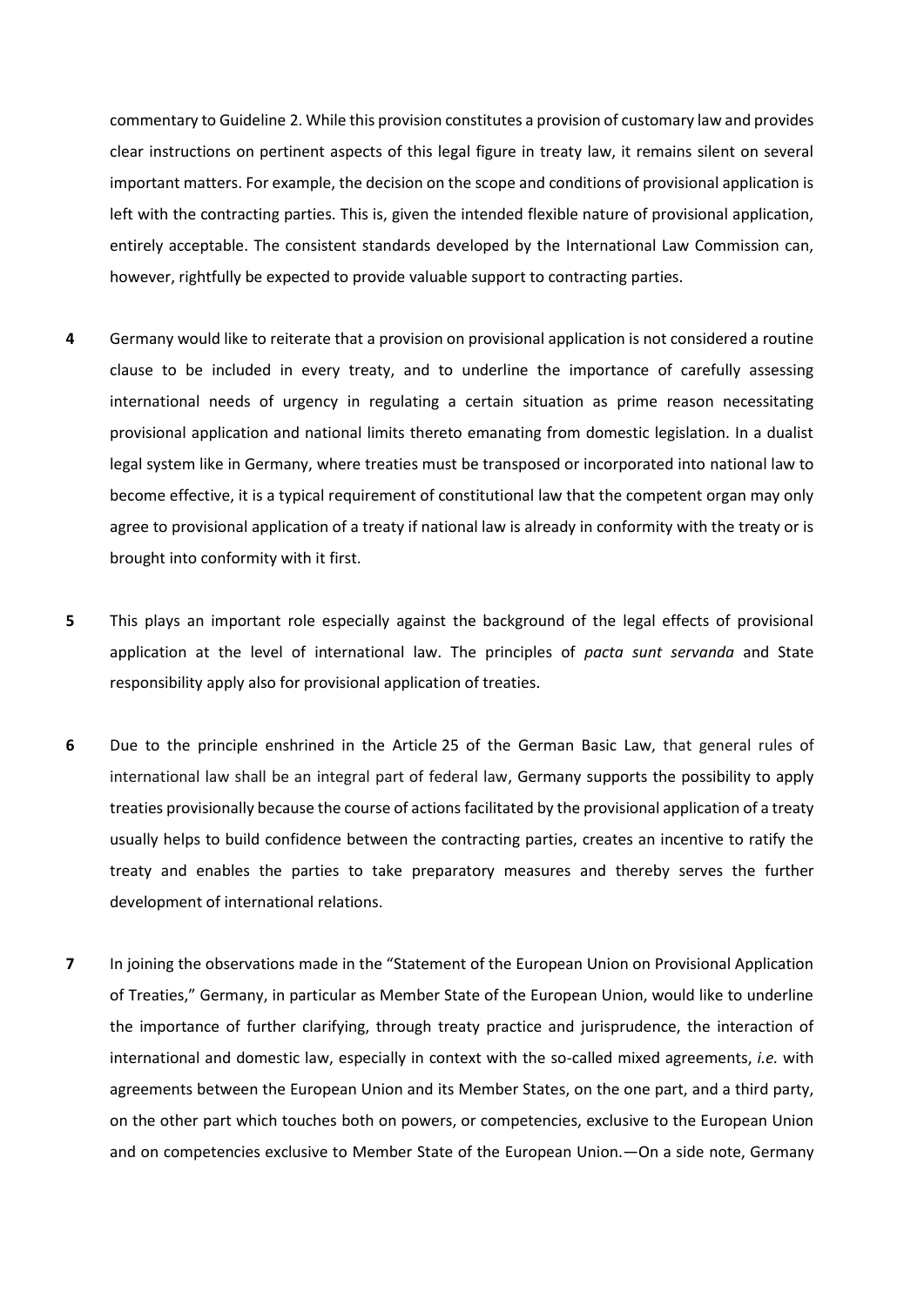commentary to Guideline 2. While this provision constitutes a provision of customary law and provides clear instructions on pertinent aspects of this legal figure in treaty law, it remains silent on several important matters. For example, the decision on the scope and conditions of provisional application is left with the contracting parties. This is, given the intended flexible nature of provisional application, entirely acceptable. The consistent standards developed by the International Law Commission can, however, rightfully be expected to provide valuable support to contracting parties.

**4** Germany would like to reiterate that a provision on provisional application is not considered a routine clause to be included in every treaty, and to underline the importance of carefully assessing international needs of urgency in regulating a certain situation as prime reason necessitating provisional application and national limits thereto emanating from domestic legislation. In a dualist legal system like in Germany, where treaties must be transposed or incorporated into national law to become effective, it is a typical requirement of constitutional law that the competent organ may only agree to provisional application of a treaty if national law is already in conformity with the treaty or is brought into conformity with it first.

**5** This plays an important role especially against the background of the legal effects of provisional application at the level of international law. The principles of *pacta sunt servanda* and State responsibility apply also for provisional application of treaties.

**6** Due to the principle enshrined in the Article 25 of the German Basic Law, that general rules of international law shall be an integral part of federal law, Germany supports the possibility to apply treaties provisionally because the course of actions facilitated by the provisional application of a treaty usually helps to build confidence between the contracting parties, creates an incentive to ratify the treaty and enables the parties to take preparatory measures and thereby serves the further development of international relations.

**7** In joining the observations made in the "Statement of the European Union on Provisional Application of Treaties," Germany, in particular as Member State of the European Union, would like to underline the importance of further clarifying, through treaty practice and jurisprudence, the interaction of international and domestic law, especially in context with the so-called mixed agreements, *i.e.* with agreements between the European Union and its Member States, on the one part, and a third party, on the other part which touches both on powers, or competencies, exclusive to the European Union and on competencies exclusive to Member State of the European Union.—On a side note, Germany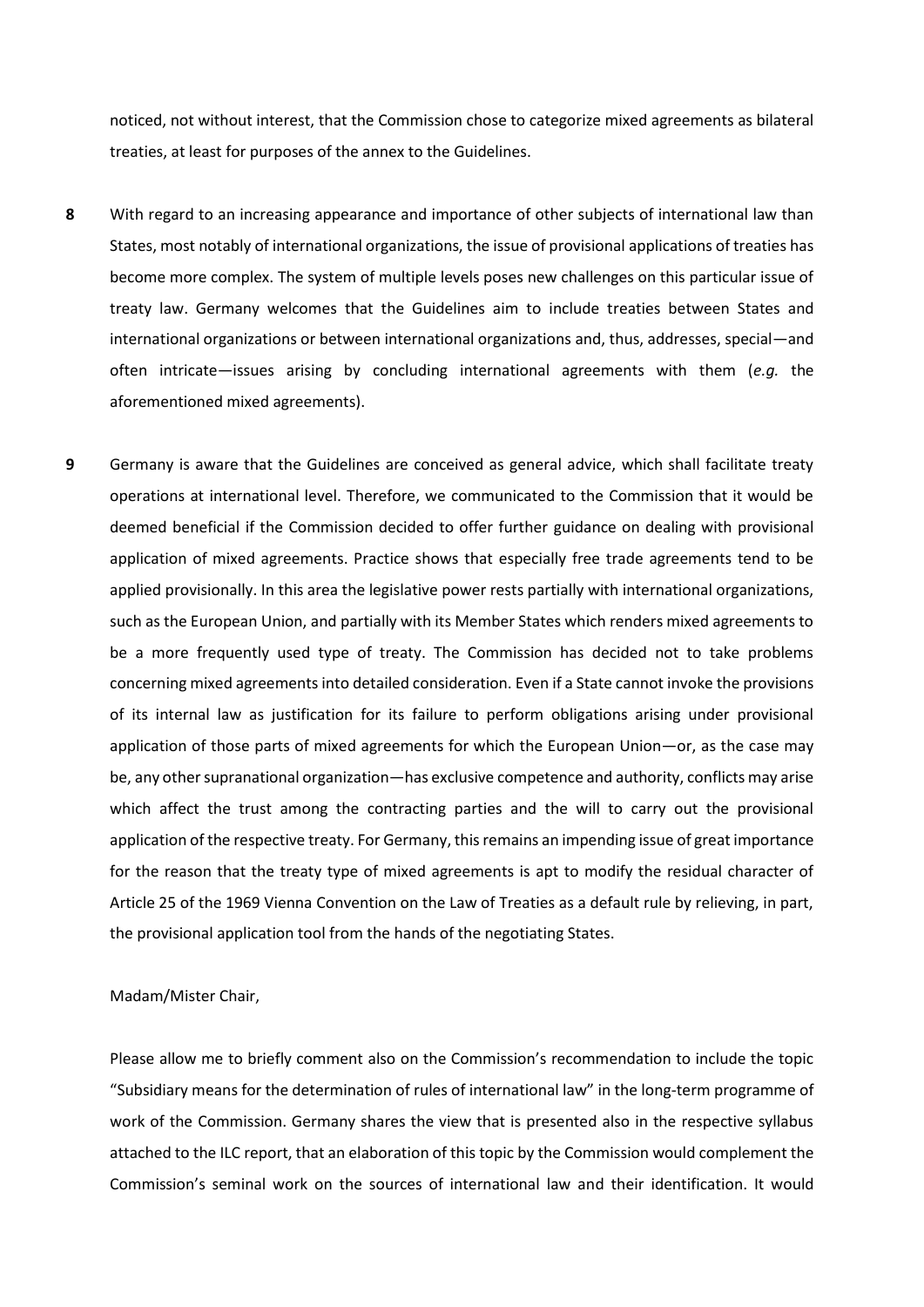noticed, not without interest, that the Commission chose to categorize mixed agreements as bilateral treaties, at least for purposes of the annex to the Guidelines.

**8** With regard to an increasing appearance and importance of other subjects of international law than States, most notably of international organizations, the issue of provisional applications of treaties has become more complex. The system of multiple levels poses new challenges on this particular issue of treaty law. Germany welcomes that the Guidelines aim to include treaties between States and international organizations or between international organizations and, thus, addresses, special—and often intricate—issues arising by concluding international agreements with them (*e.g.* the aforementioned mixed agreements).

**9** Germany is aware that the Guidelines are conceived as general advice, which shall facilitate treaty operations at international level. Therefore, we communicated to the Commission that it would be deemed beneficial if the Commission decided to offer further guidance on dealing with provisional application of mixed agreements. Practice shows that especially free trade agreements tend to be applied provisionally. In this area the legislative power rests partially with international organizations, such as the European Union, and partially with its Member States which renders mixed agreements to be a more frequently used type of treaty. The Commission has decided not to take problems concerning mixed agreements into detailed consideration. Even if a State cannot invoke the provisions of its internal law as justification for its failure to perform obligations arising under provisional application of those parts of mixed agreements for which the European Union—or, as the case may be, any other supranational organization—has exclusive competence and authority, conflicts may arise which affect the trust among the contracting parties and the will to carry out the provisional application of the respective treaty. For Germany, this remains an impending issue of great importance for the reason that the treaty type of mixed agreements is apt to modify the residual character of Article 25 of the 1969 Vienna Convention on the Law of Treaties as a default rule by relieving, in part, the provisional application tool from the hands of the negotiating States.

Madam/Mister Chair,

Please allow me to briefly comment also on the Commission's recommendation to include the topic "Subsidiary means for the determination of rules of international law" in the long-term programme of work of the Commission. Germany shares the view that is presented also in the respective syllabus attached to the ILC report, that an elaboration of this topic by the Commission would complement the Commission's seminal work on the sources of international law and their identification. It would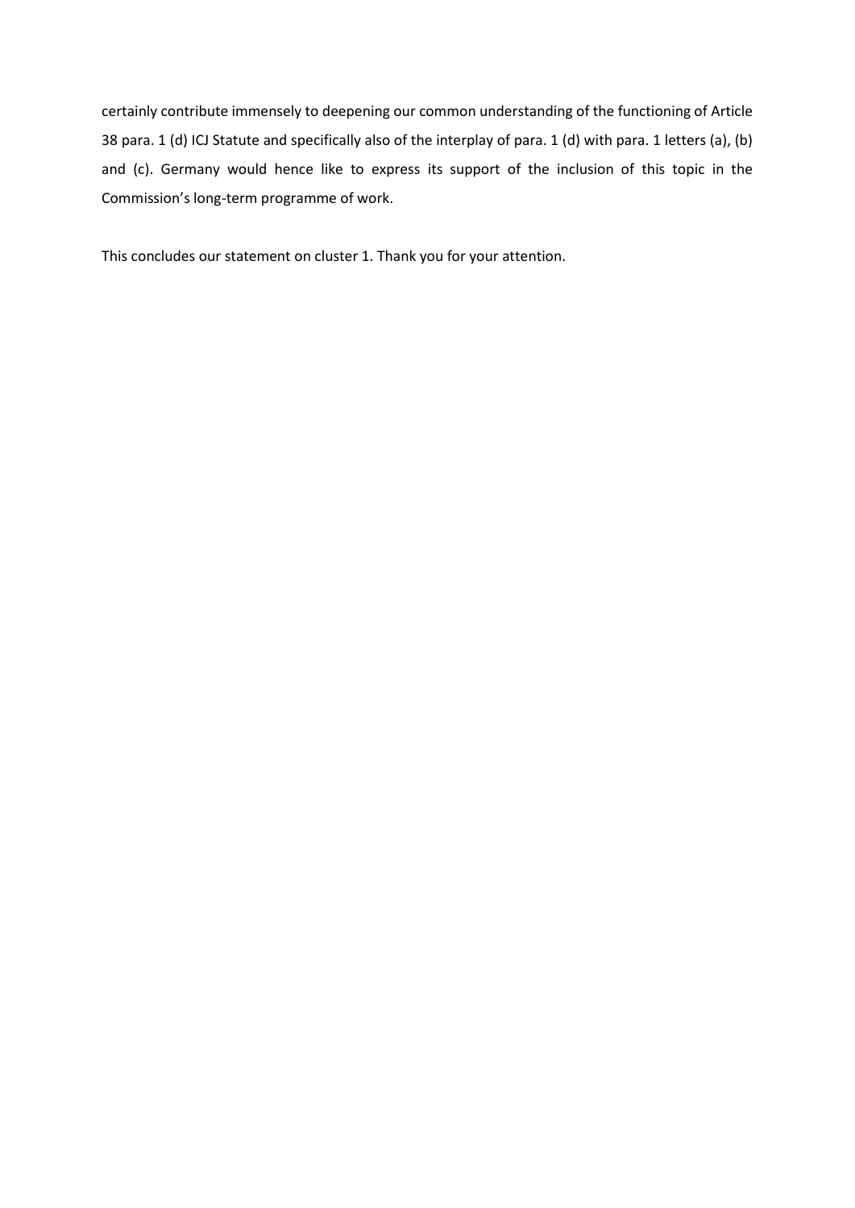certainly contribute immensely to deepening our common understanding of the functioning of Article 38 para. 1 (d) ICJ Statute and specifically also of the interplay of para. 1 (d) with para. 1 letters (a), (b) and (c). Germany would hence like to express its support of the inclusion of this topic in the Commission's long-term programme of work.

This concludes our statement on cluster 1. Thank you for your attention.